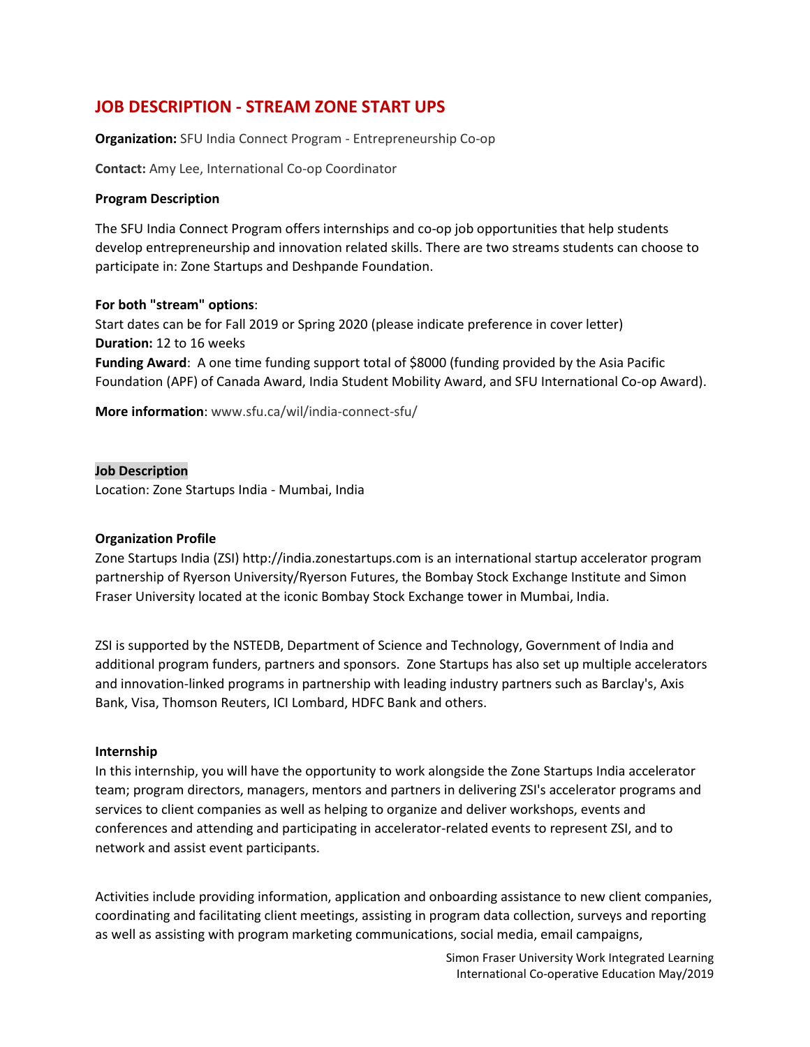# JOB DESCRIPTION - STREAM ZONE START UPS

**Organization:** SFU India Connect Program - Entrepreneurship Co-op

**Contact:** Amy Lee, International Co-op Coordinator

**Program Description**

The SFU India Connect Program offers internships and co-op job opportunities that help students develop entrepreneurship and innovation related skills. There are two streams students can choose to participate in: Zone Startups and Deshpande Foundation.

**For both "stream" options**:
Start dates can be for Fall 2019 or Spring 2020 (please indicate preference in cover letter)
**Duration:** 12 to 16 weeks
**Funding Award**: A one time funding support total of $8000 (funding provided by the Asia Pacific Foundation (APF) of Canada Award, India Student Mobility Award, and SFU International Co-op Award).

**More information**: www.sfu.ca/wil/india-connect-sfu/

**Job Description**
Location: Zone Startups India - Mumbai, India

**Organization Profile**
Zone Startups India (ZSI) http://india.zonestartups.com is an international startup accelerator program partnership of Ryerson University/Ryerson Futures, the Bombay Stock Exchange Institute and Simon Fraser University located at the iconic Bombay Stock Exchange tower in Mumbai, India.

ZSI is supported by the NSTEDB, Department of Science and Technology, Government of India and additional program funders, partners and sponsors. Zone Startups has also set up multiple accelerators and innovation-linked programs in partnership with leading industry partners such as Barclay's, Axis Bank, Visa, Thomson Reuters, ICI Lombard, HDFC Bank and others.

**Internship**
In this internship, you will have the opportunity to work alongside the Zone Startups India accelerator team; program directors, managers, mentors and partners in delivering ZSI's accelerator programs and services to client companies as well as helping to organize and deliver workshops, events and conferences and attending and participating in accelerator-related events to represent ZSI, and to network and assist event participants.

Activities include providing information, application and onboarding assistance to new client companies, coordinating and facilitating client meetings, assisting in program data collection, surveys and reporting as well as assisting with program marketing communications, social media, email campaigns,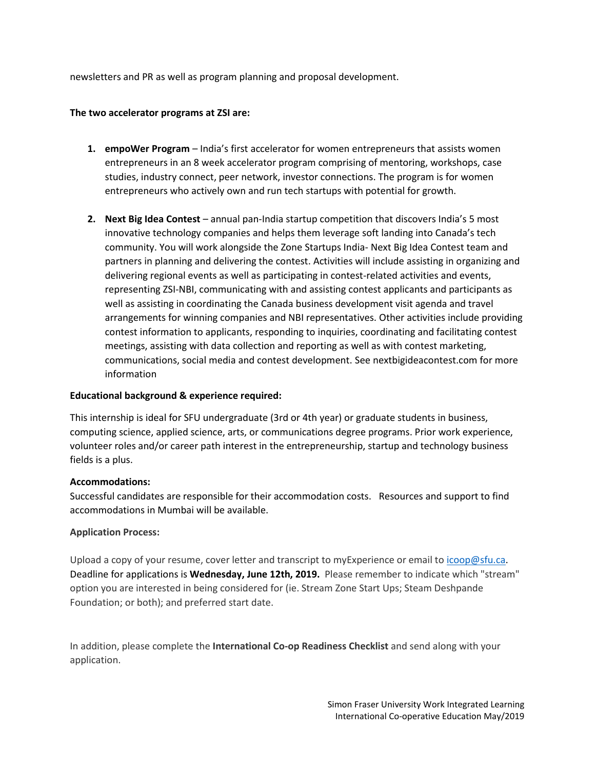newsletters and PR as well as program planning and proposal development.

**The two accelerator programs at ZSI are:**

1. **empoWer Program** – India's first accelerator for women entrepreneurs that assists women entrepreneurs in an 8 week accelerator program comprising of mentoring, workshops, case studies, industry connect, peer network, investor connections. The program is for women entrepreneurs who actively own and run tech startups with potential for growth.

2. **Next Big Idea Contest** – annual pan-India startup competition that discovers India's 5 most innovative technology companies and helps them leverage soft landing into Canada's tech community. You will work alongside the Zone Startups India- Next Big Idea Contest team and partners in planning and delivering the contest. Activities will include assisting in organizing and delivering regional events as well as participating in contest-related activities and events, representing ZSI-NBI, communicating with and assisting contest applicants and participants as well as assisting in coordinating the Canada business development visit agenda and travel arrangements for winning companies and NBI representatives. Other activities include providing contest information to applicants, responding to inquiries, coordinating and facilitating contest meetings, assisting with data collection and reporting as well as with contest marketing, communications, social media and contest development. See nextbigideacontest.com for more information

**Educational background & experience required:**

This internship is ideal for SFU undergraduate (3rd or 4th year) or graduate students in business, computing science, applied science, arts, or communications degree programs. Prior work experience, volunteer roles and/or career path interest in the entrepreneurship, startup and technology business fields is a plus.

**Accommodations:**

Successful candidates are responsible for their accommodation costs. Resources and support to find accommodations in Mumbai will be available.

**Application Process:**

Upload a copy of your resume, cover letter and transcript to myExperience or email to icoop@sfu.ca. Deadline for applications is **Wednesday, June 12th, 2019.** Please remember to indicate which "stream" option you are interested in being considered for (ie. Stream Zone Start Ups; Steam Deshpande Foundation; or both); and preferred start date.

In addition, please complete the **International Co-op Readiness Checklist** and send along with your application.

Simon Fraser University Work Integrated Learning
International Co-operative Education May/2019